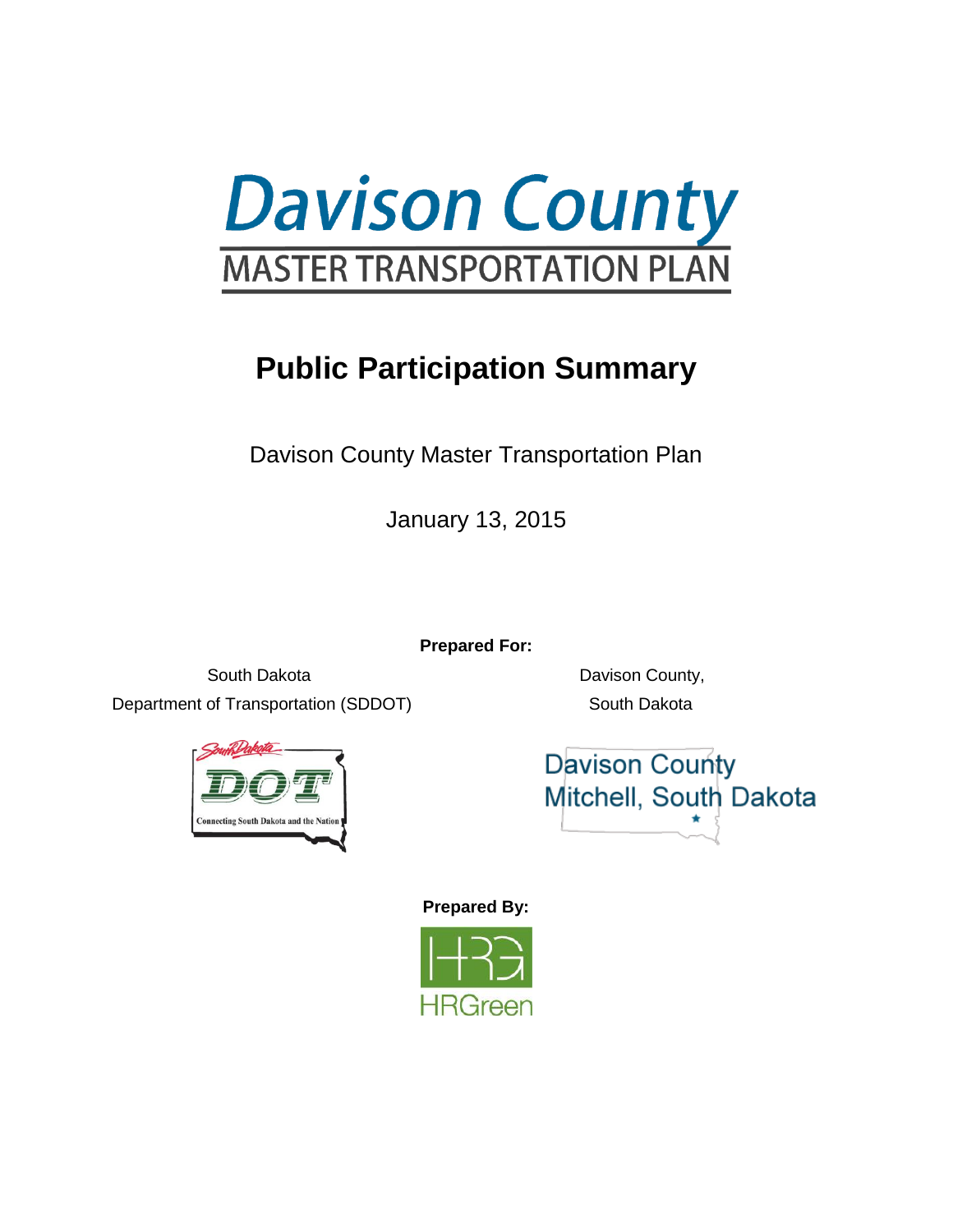# Davison County

## MASTER TRANSPORTATION PLAN

# Public Participation Summary

Davison County Master Transportation Plan

January 13, 2015

**Prepared For:**

South Dakota
Department of Transportation (SDDOT)

Davison County,
South Dakota

South Dakota DOT
Connecting South Dakota and the Nation

Davison County
Mitchell, South Dakota

**Prepared By:**

HRGreen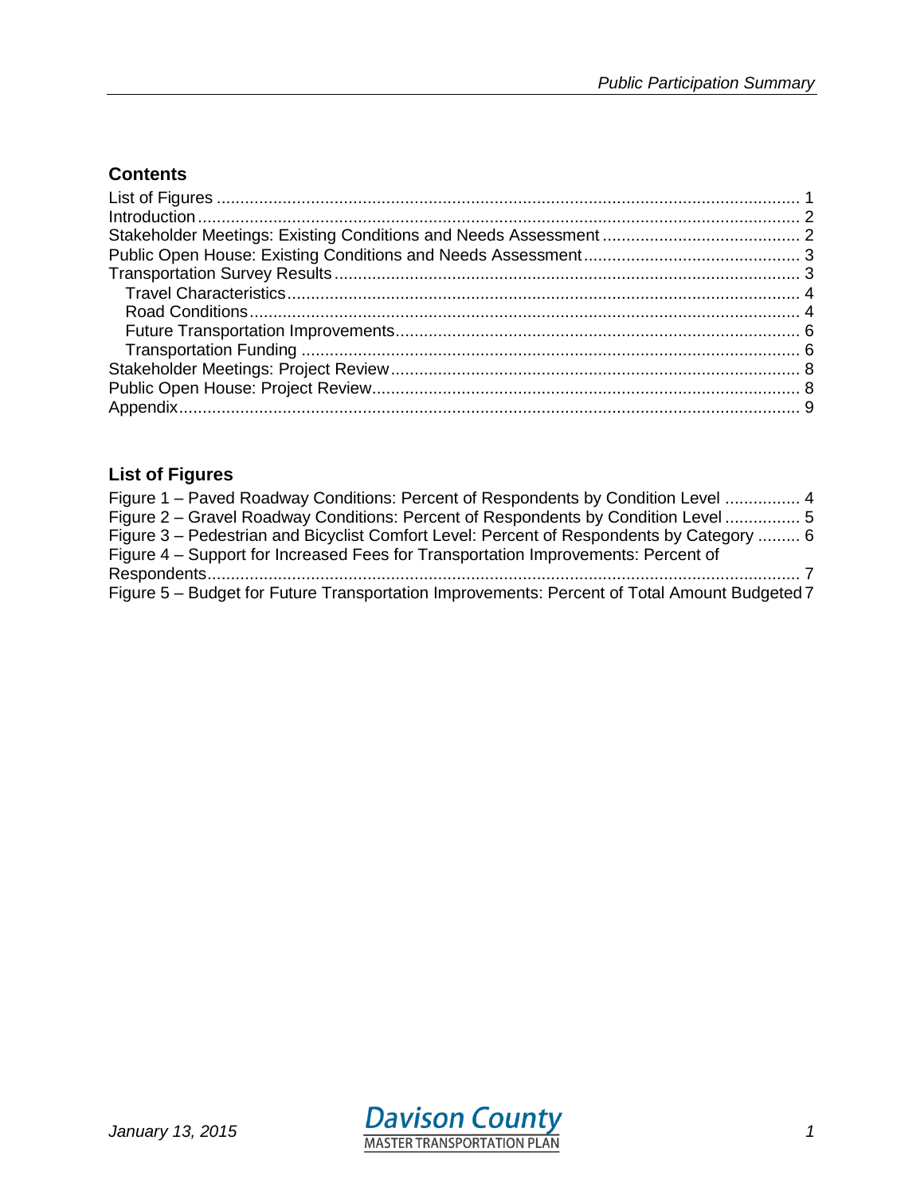## Contents

List of Figures ............................................................................................................................. 1
Introduction ................................................................................................................................. 2
Stakeholder Meetings: Existing Conditions and Needs Assessment .......................................... 2
Public Open House: Existing Conditions and Needs Assessment ............................................. 3
Transportation Survey Results ................................................................................................... 3
- Travel Characteristics ............................................................................................................. 4
- Road Conditions ..................................................................................................................... 4
- Future Transportation Improvements ..................................................................................... 6
- Transportation Funding .......................................................................................................... 6

Stakeholder Meetings: Project Review ...................................................................................... 8
Public Open House: Project Review .......................................................................................... 8
Appendix .................................................................................................................................... 9

## List of Figures

Figure 1 – Paved Roadway Conditions: Percent of Respondents by Condition Level ................ 4
Figure 2 – Gravel Roadway Conditions: Percent of Respondents by Condition Level ................ 5
Figure 3 – Pedestrian and Bicyclist Comfort Level: Percent of Respondents by Category ......... 6
Figure 4 – Support for Increased Fees for Transportation Improvements: Percent of Respondents ................................................................................................................................ 7
Figure 5 – Budget for Future Transportation Improvements: Percent of Total Amount Budgeted 7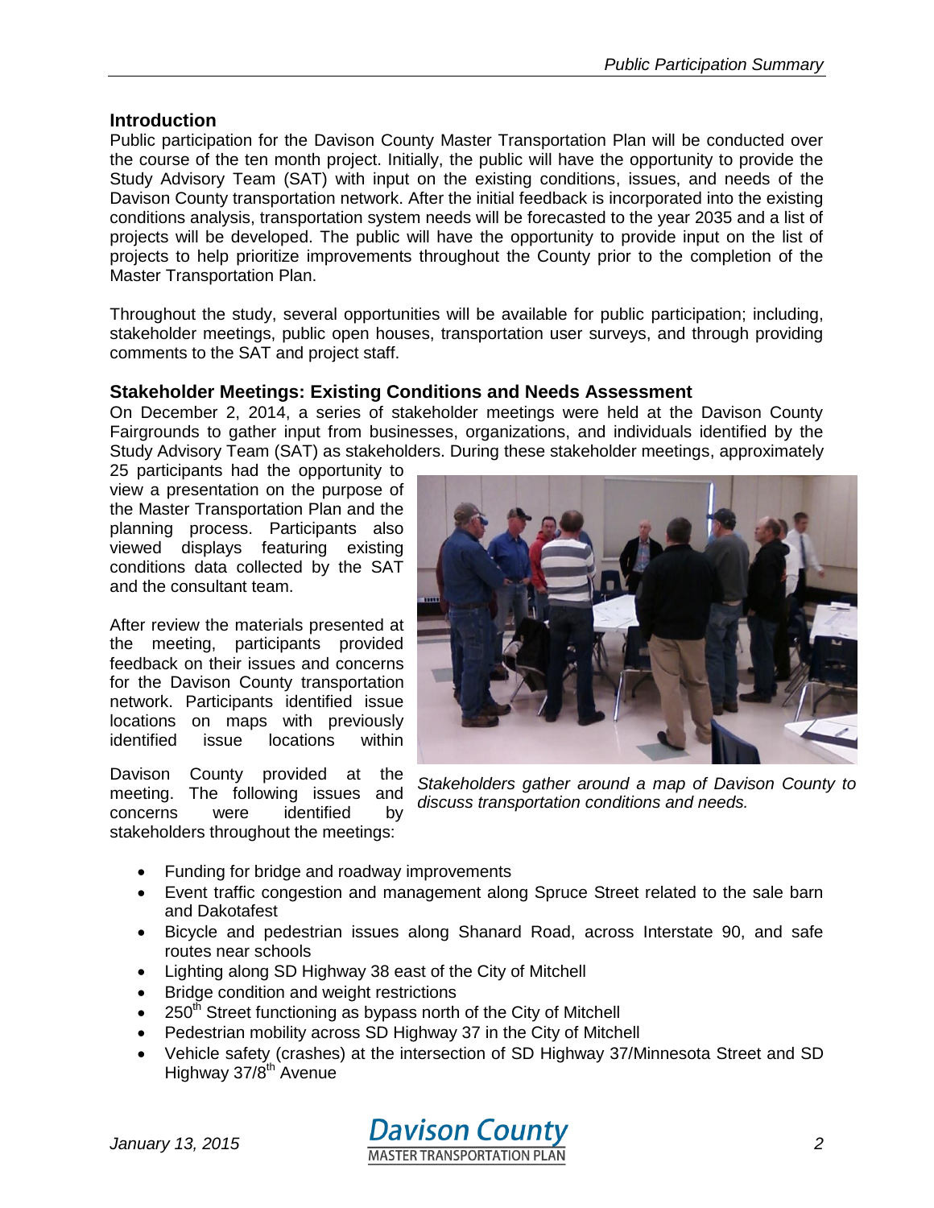## Introduction

Public participation for the Davison County Master Transportation Plan will be conducted over the course of the ten month project. Initially, the public will have the opportunity to provide the Study Advisory Team (SAT) with input on the existing conditions, issues, and needs of the Davison County transportation network. After the initial feedback is incorporated into the existing conditions analysis, transportation system needs will be forecasted to the year 2035 and a list of projects will be developed. The public will have the opportunity to provide input on the list of projects to help prioritize improvements throughout the County prior to the completion of the Master Transportation Plan.

Throughout the study, several opportunities will be available for public participation; including, stakeholder meetings, public open houses, transportation user surveys, and through providing comments to the SAT and project staff.

### Stakeholder Meetings: Existing Conditions and Needs Assessment

On December 2, 2014, a series of stakeholder meetings were held at the Davison County Fairgrounds to gather input from businesses, organizations, and individuals identified by the Study Advisory Team (SAT) as stakeholders. During these stakeholder meetings, approximately 25 participants had the opportunity to view a presentation on the purpose of the Master Transportation Plan and the planning process. Participants also viewed displays featuring existing conditions data collected by the SAT and the consultant team.

After review the materials presented at the meeting, participants provided feedback on their issues and concerns for the Davison County transportation network. Participants identified issue locations on maps with previously identified issue locations within Davison County provided at the meeting. The following issues and concerns were identified by stakeholders throughout the meetings:

*Stakeholders gather around a map of Davison County to discuss transportation conditions and needs.*

- Funding for bridge and roadway improvements
- Event traffic congestion and management along Spruce Street related to the sale barn and Dakotafest
- Bicycle and pedestrian issues along Shanard Road, across Interstate 90, and safe routes near schools
- Lighting along SD Highway 38 east of the City of Mitchell
- Bridge condition and weight restrictions
- 250th Street functioning as bypass north of the City of Mitchell
- Pedestrian mobility across SD Highway 37 in the City of Mitchell
- Vehicle safety (crashes) at the intersection of SD Highway 37/Minnesota Street and SD Highway 37/8th Avenue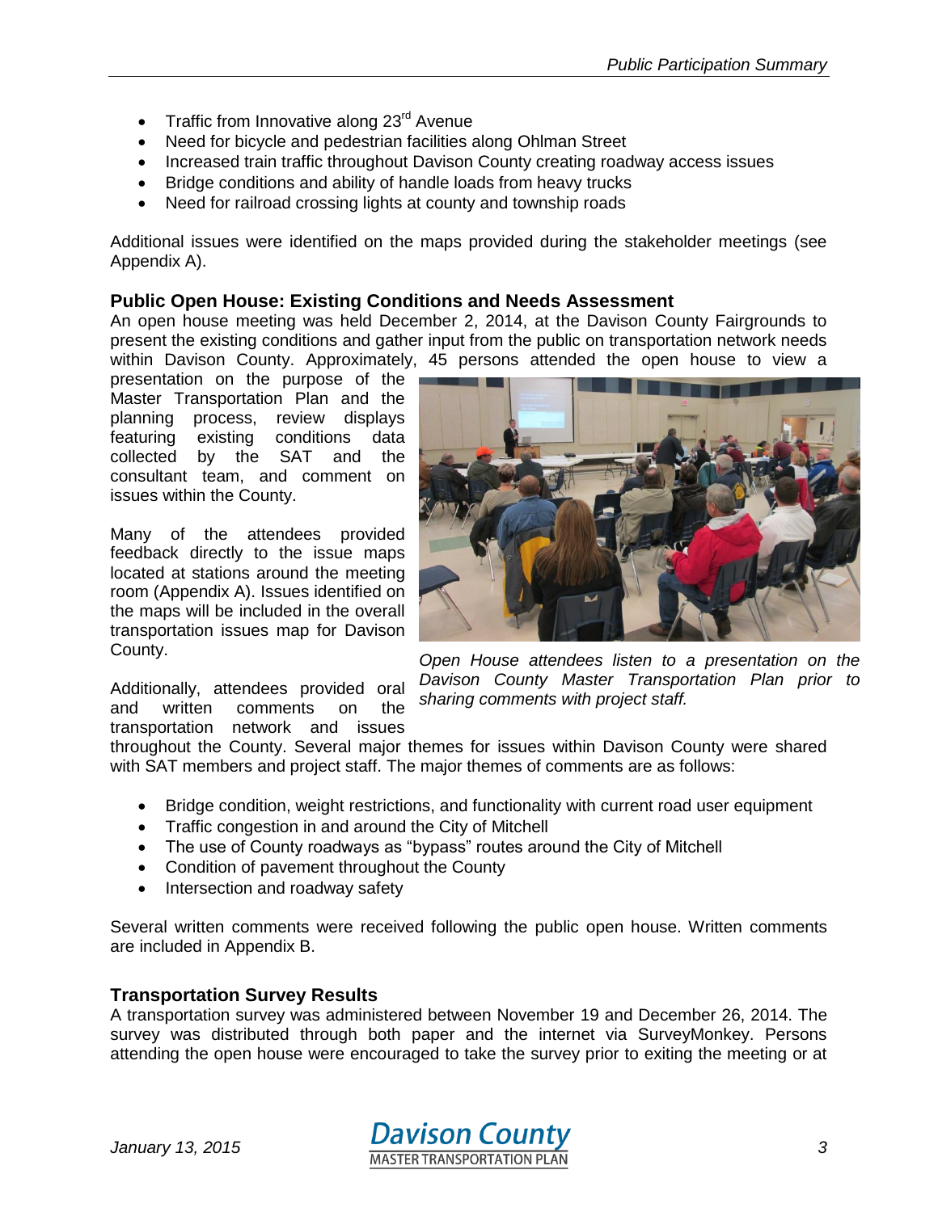- Traffic from Innovative along 23rd Avenue
- Need for bicycle and pedestrian facilities along Ohlman Street
- Increased train traffic throughout Davison County creating roadway access issues
- Bridge conditions and ability of handle loads from heavy trucks
- Need for railroad crossing lights at county and township roads

Additional issues were identified on the maps provided during the stakeholder meetings (see Appendix A).

### Public Open House: Existing Conditions and Needs Assessment

An open house meeting was held December 2, 2014, at the Davison County Fairgrounds to present the existing conditions and gather input from the public on transportation network needs within Davison County. Approximately, 45 persons attended the open house to view a presentation on the purpose of the Master Transportation Plan and the planning process, review displays featuring existing conditions data collected by the SAT and the consultant team, and comment on issues within the County.

Many of the attendees provided feedback directly to the issue maps located at stations around the meeting room (Appendix A). Issues identified on the maps will be included in the overall transportation issues map for Davison County.

*Open House attendees listen to a presentation on the Davison County Master Transportation Plan prior to sharing comments with project staff.*

Additionally, attendees provided oral and written comments on the transportation network and issues throughout the County. Several major themes for issues within Davison County were shared with SAT members and project staff. The major themes of comments are as follows:

- Bridge condition, weight restrictions, and functionality with current road user equipment
- Traffic congestion in and around the City of Mitchell
- The use of County roadways as "bypass" routes around the City of Mitchell
- Condition of pavement throughout the County
- Intersection and roadway safety

Several written comments were received following the public open house. Written comments are included in Appendix B.

### Transportation Survey Results

A transportation survey was administered between November 19 and December 26, 2014. The survey was distributed through both paper and the internet via SurveyMonkey. Persons attending the open house were encouraged to take the survey prior to exiting the meeting or at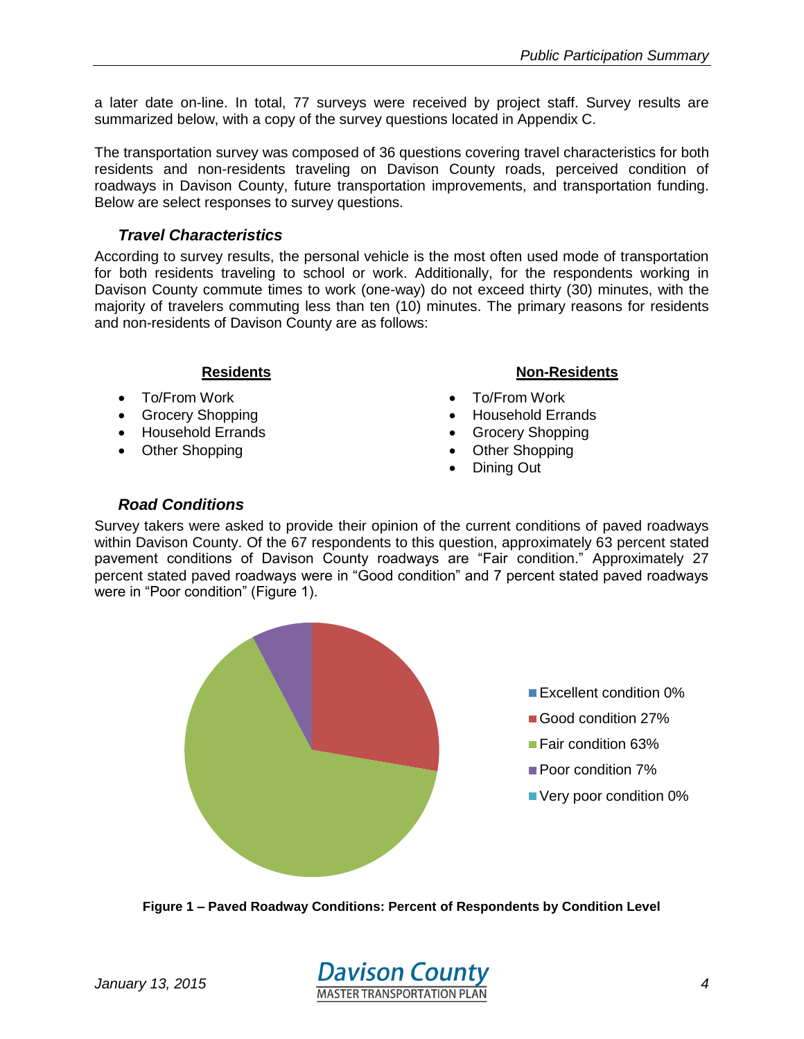a later date on-line. In total, 77 surveys were received by project staff. Survey results are summarized below, with a copy of the survey questions located in Appendix C.

The transportation survey was composed of 36 questions covering travel characteristics for both residents and non-residents traveling on Davison County roads, perceived condition of roadways in Davison County, future transportation improvements, and transportation funding. Below are select responses to survey questions.

### *Travel Characteristics*

According to survey results, the personal vehicle is the most often used mode of transportation for both residents traveling to school or work. Additionally, for the respondents working in Davison County commute times to work (one-way) do not exceed thirty (30) minutes, with the majority of travelers commuting less than ten (10) minutes. The primary reasons for residents and non-residents of Davison County are as follows:

**Residents**

- To/From Work
- Grocery Shopping
- Household Errands
- Other Shopping

**Non-Residents**

- To/From Work
- Household Errands
- Grocery Shopping
- Other Shopping
- Dining Out

### *Road Conditions*

Survey takers were asked to provide their opinion of the current conditions of paved roadways within Davison County. Of the 67 respondents to this question, approximately 63 percent stated pavement conditions of Davison County roadways are "Fair condition." Approximately 27 percent stated paved roadways were in "Good condition" and 7 percent stated paved roadways were in "Poor condition" (Figure 1).

- Excellent condition 0%
- Good condition 27%
- Fair condition 63%
- Poor condition 7%
- Very poor condition 0%

**Figure 1 – Paved Roadway Conditions: Percent of Respondents by Condition Level**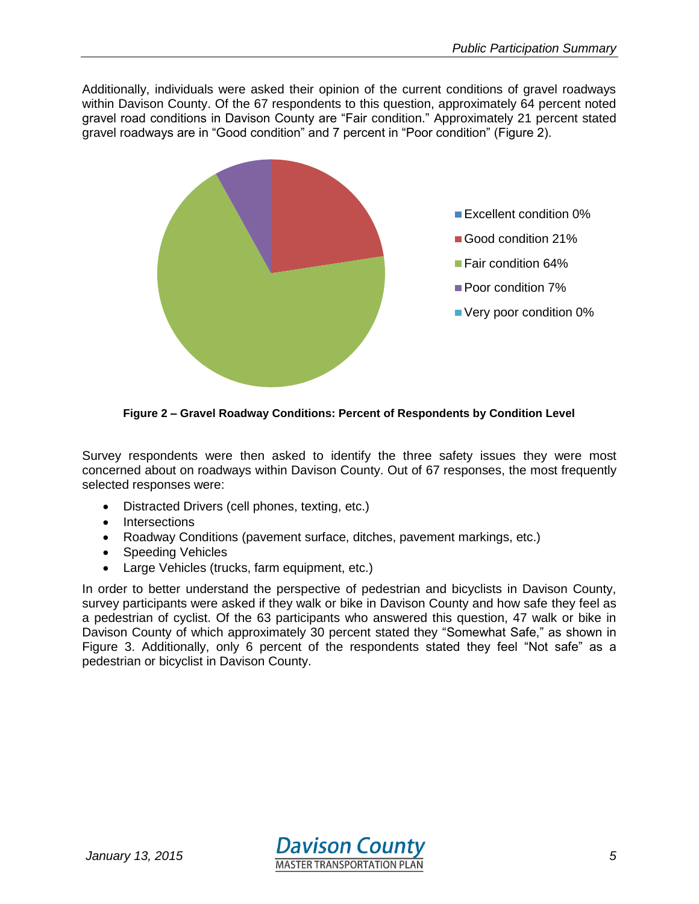Additionally, individuals were asked their opinion of the current conditions of gravel roadways within Davison County. Of the 67 respondents to this question, approximately 64 percent noted gravel road conditions in Davison County are "Fair condition." Approximately 21 percent stated gravel roadways are in "Good condition" and 7 percent in "Poor condition" (Figure 2).

- Excellent condition 0%
- Good condition 21%
- Fair condition 64%
- Poor condition 7%
- Very poor condition 0%

**Figure 2 – Gravel Roadway Conditions: Percent of Respondents by Condition Level**

Survey respondents were then asked to identify the three safety issues they were most concerned about on roadways within Davison County. Out of 67 responses, the most frequently selected responses were:

- Distracted Drivers (cell phones, texting, etc.)
- Intersections
- Roadway Conditions (pavement surface, ditches, pavement markings, etc.)
- Speeding Vehicles
- Large Vehicles (trucks, farm equipment, etc.)

In order to better understand the perspective of pedestrian and bicyclists in Davison County, survey participants were asked if they walk or bike in Davison County and how safe they feel as a pedestrian of cyclist. Of the 63 participants who answered this question, 47 walk or bike in Davison County of which approximately 30 percent stated they "Somewhat Safe," as shown in Figure 3. Additionally, only 6 percent of the respondents stated they feel "Not safe" as a pedestrian or bicyclist in Davison County.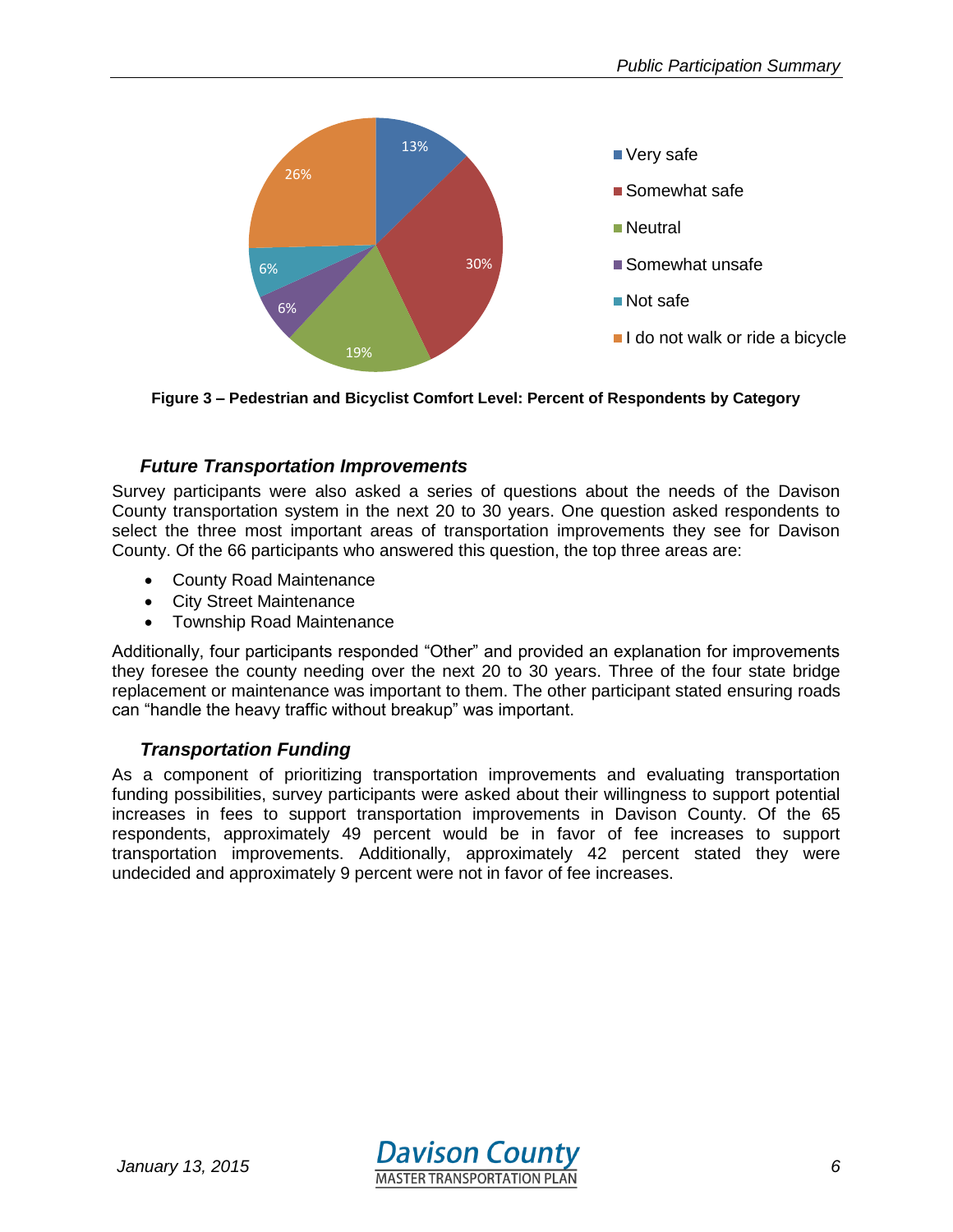Figure 3 – Pedestrian and Bicyclist Comfort Level: Percent of Respondents by Category

### *Future Transportation Improvements*

Survey participants were also asked a series of questions about the needs of the Davison County transportation system in the next 20 to 30 years. One question asked respondents to select the three most important areas of transportation improvements they see for Davison County. Of the 66 participants who answered this question, the top three areas are:

- County Road Maintenance
- City Street Maintenance
- Township Road Maintenance

Additionally, four participants responded "Other" and provided an explanation for improvements they foresee the county needing over the next 20 to 30 years. Three of the four state bridge replacement or maintenance was important to them. The other participant stated ensuring roads can "handle the heavy traffic without breakup" was important.

### *Transportation Funding*

As a component of prioritizing transportation improvements and evaluating transportation funding possibilities, survey participants were asked about their willingness to support potential increases in fees to support transportation improvements in Davison County. Of the 65 respondents, approximately 49 percent would be in favor of fee increases to support transportation improvements. Additionally, approximately 42 percent stated they were undecided and approximately 9 percent were not in favor of fee increases.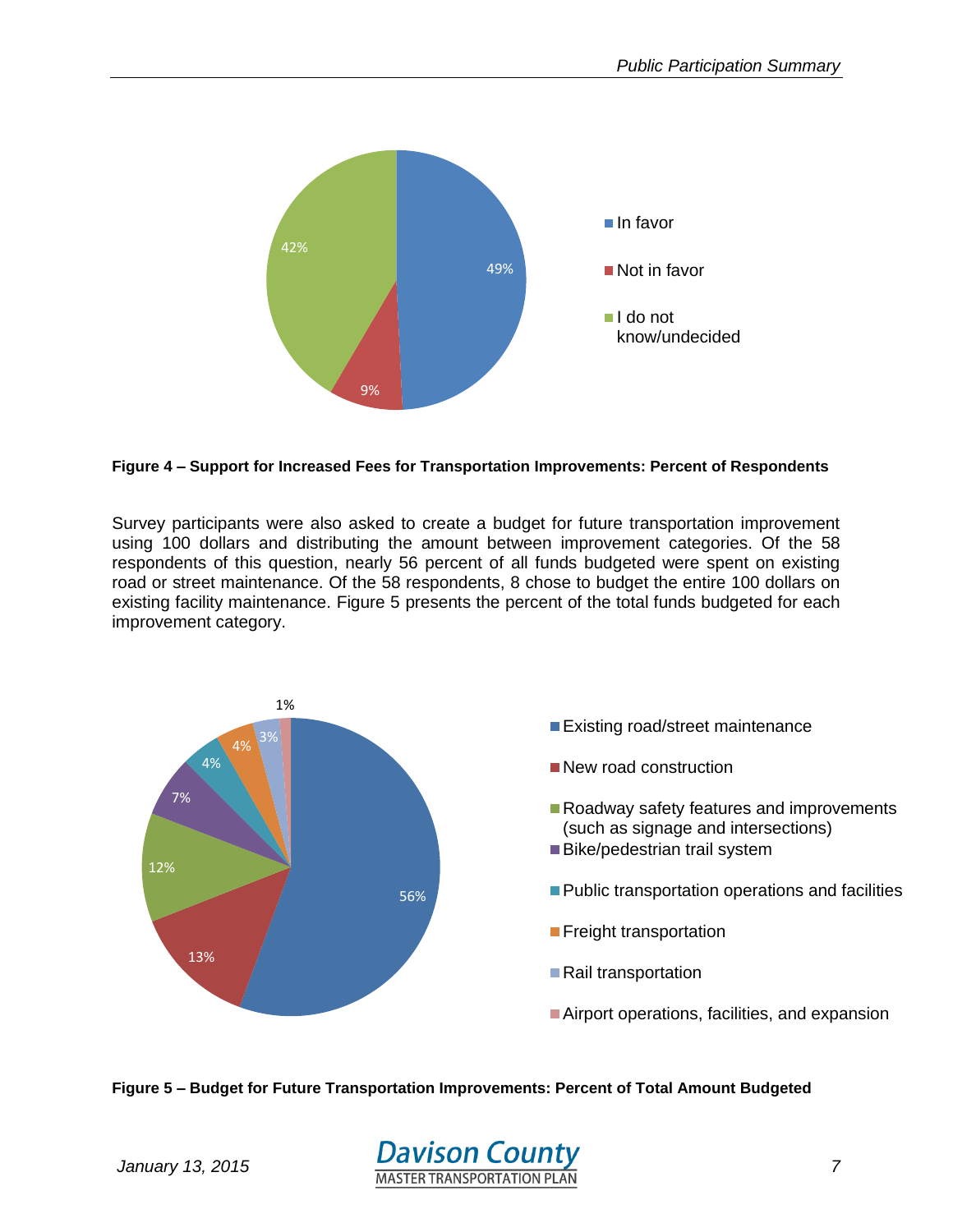- In favor: 49%
- Not in favor: 9%
- I do not know/undecided: 42%

**Figure 4 – Support for Increased Fees for Transportation Improvements: Percent of Respondents**

Survey participants were also asked to create a budget for future transportation improvement using 100 dollars and distributing the amount between improvement categories. Of the 58 respondents of this question, nearly 56 percent of all funds budgeted were spent on existing road or street maintenance. Of the 58 respondents, 8 chose to budget the entire 100 dollars on existing facility maintenance. Figure 5 presents the percent of the total funds budgeted for each improvement category.

- Existing road/street maintenance: 56%
- New road construction: 13%
- Roadway safety features and improvements (such as signage and intersections): 12%
- Bike/pedestrian trail system: 7%
- Public transportation operations and facilities: 4%
- Freight transportation: 4%
- Rail transportation: 3%
- Airport operations, facilities, and expansion: 1%

**Figure 5 – Budget for Future Transportation Improvements: Percent of Total Amount Budgeted**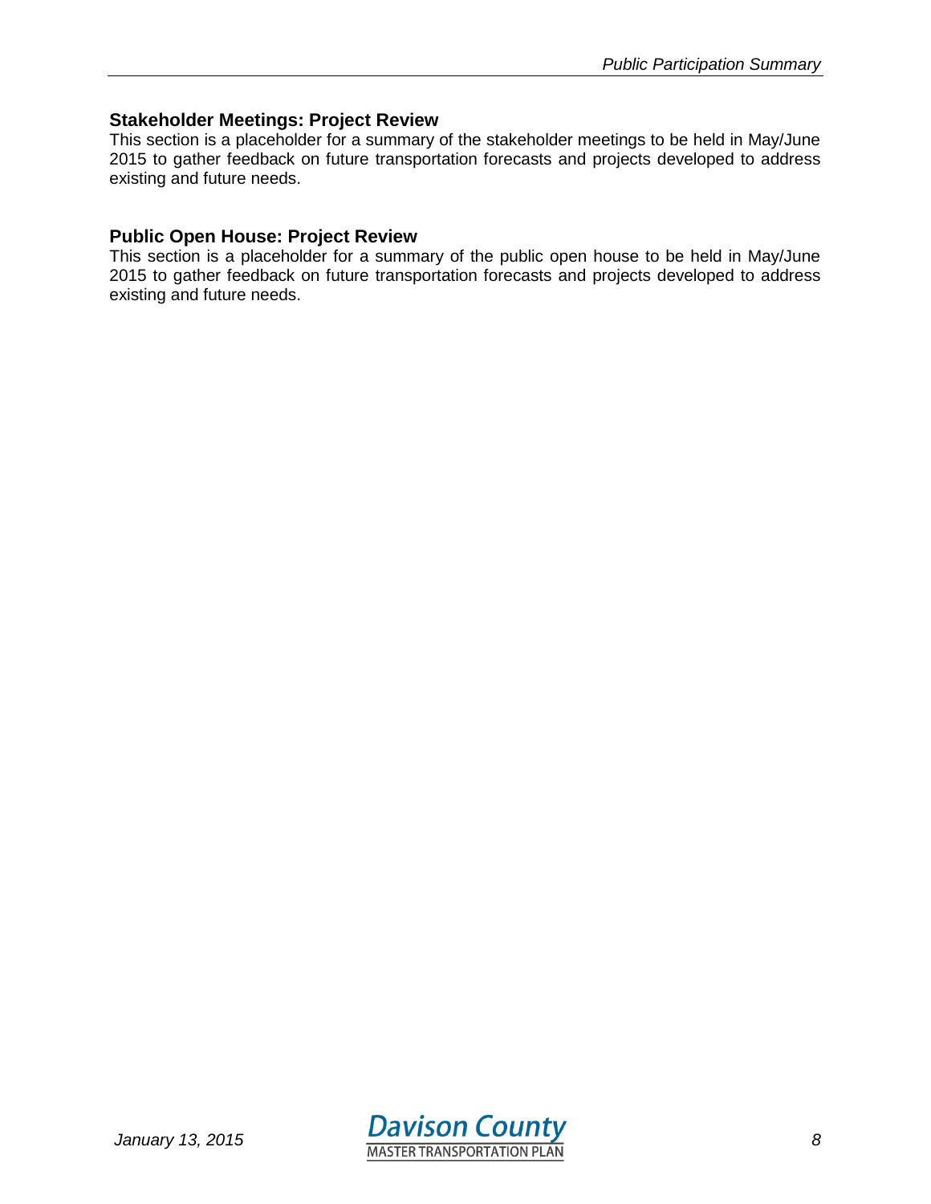## Stakeholder Meetings: Project Review

This section is a placeholder for a summary of the stakeholder meetings to be held in May/June 2015 to gather feedback on future transportation forecasts and projects developed to address existing and future needs.

## Public Open House: Project Review

This section is a placeholder for a summary of the public open house to be held in May/June 2015 to gather feedback on future transportation forecasts and projects developed to address existing and future needs.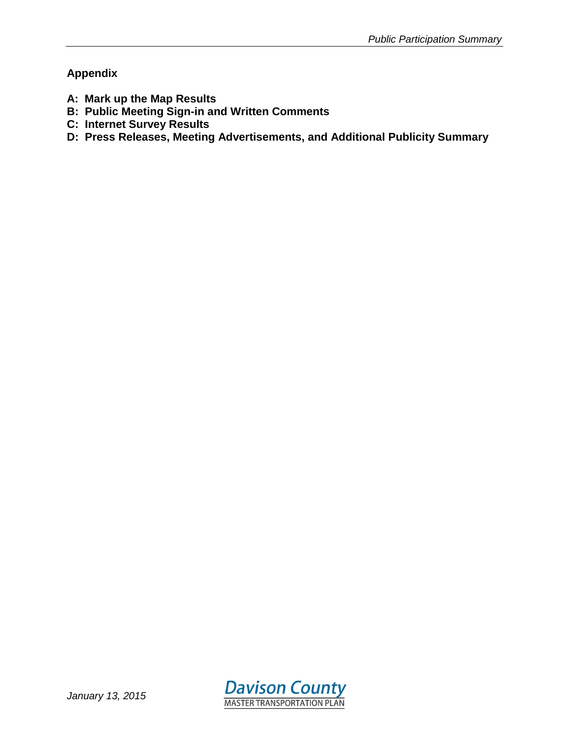**Appendix**

**A: Mark up the Map Results**
**B: Public Meeting Sign-in and Written Comments**
**C: Internet Survey Results**
**D: Press Releases, Meeting Advertisements, and Additional Publicity Summary**